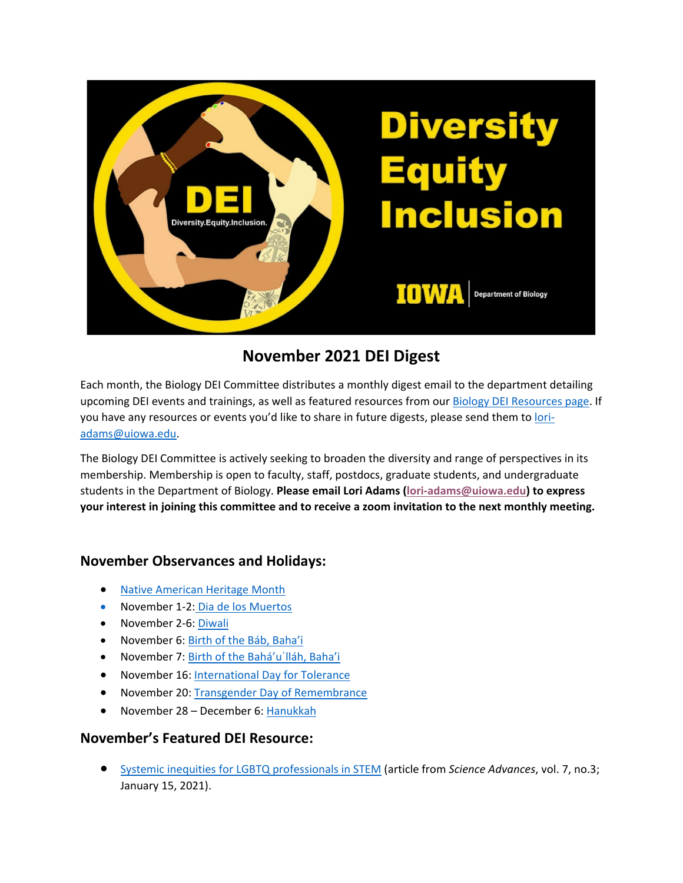# November 2021 DEI Digest

Each month, the Biology DEI Committee distributes a monthly digest email to the department detailing upcoming DEI events and trainings, as well as featured resources from our Biology DEI Resources page. If you have any resources or events you'd like to share in future digests, please send them to lori-adams@uiowa.edu.

The Biology DEI Committee is actively seeking to broaden the diversity and range of perspectives in its membership. Membership is open to faculty, staff, postdocs, graduate students, and undergraduate students in the Department of Biology. **Please email Lori Adams (lori-adams@uiowa.edu) to express your interest in joining this committee and to receive a zoom invitation to the next monthly meeting.**

## November Observances and Holidays:

- Native American Heritage Month
- November 1-2: Dia de los Muertos
- November 2-6: Diwali
- November 6: Birth of the Báb, Baha'i
- November 7: Birth of the Bahá'u'lláh, Baha'i
- November 16: International Day for Tolerance
- November 20: Transgender Day of Remembrance
- November 28 – December 6: Hanukkah

## November's Featured DEI Resource:

- Systemic inequities for LGBTQ professionals in STEM (article from *Science Advances*, vol. 7, no.3; January 15, 2021).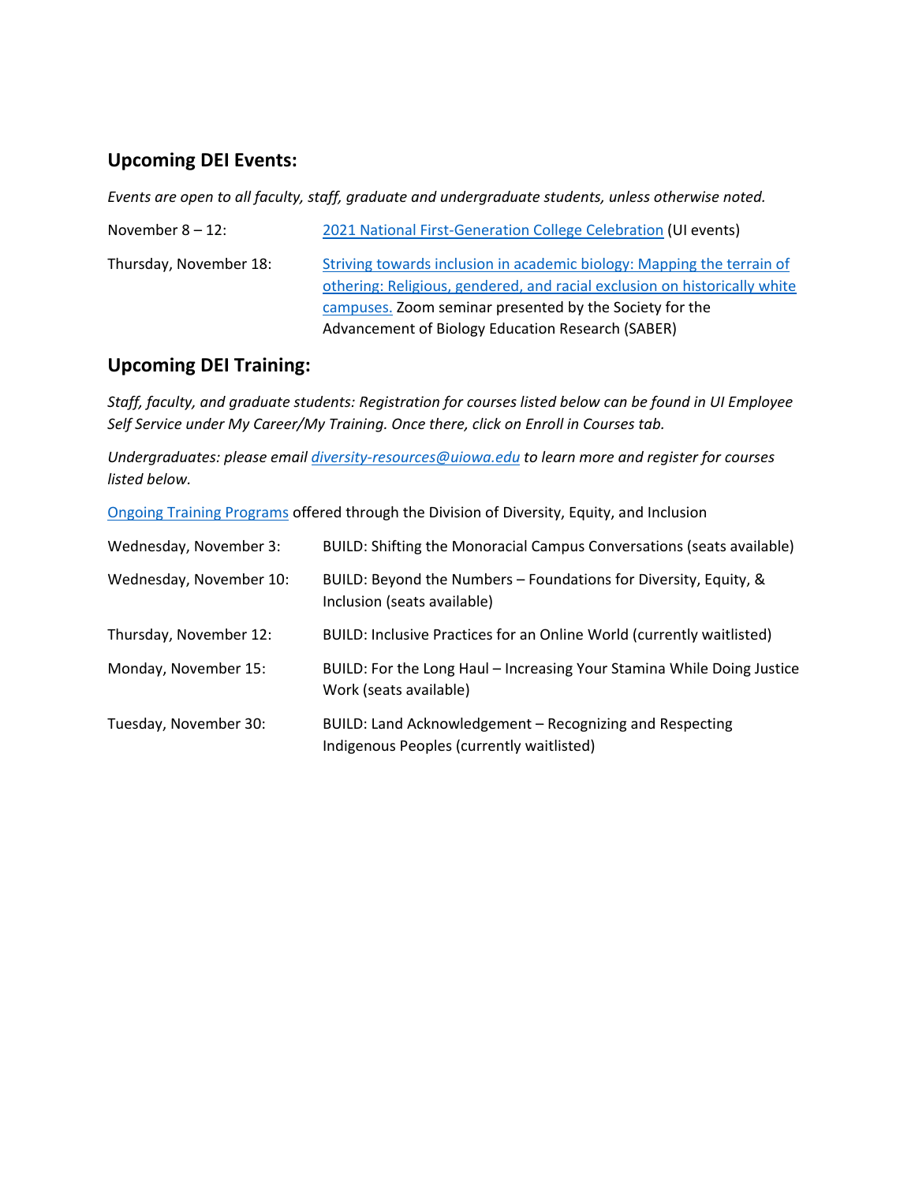## Upcoming DEI Events:

*Events are open to all faculty, staff, graduate and undergraduate students, unless otherwise noted.*

| | |
|---|---|
| November 8 – 12: | 2021 National First-Generation College Celebration (UI events) |
| Thursday, November 18: | Striving towards inclusion in academic biology: Mapping the terrain of othering: Religious, gendered, and racial exclusion on historically white campuses. Zoom seminar presented by the Society for the Advancement of Biology Education Research (SABER) |

## Upcoming DEI Training:

*Staff, faculty, and graduate students: Registration for courses listed below can be found in UI Employee Self Service under My Career/My Training. Once there, click on Enroll in Courses tab.*

*Undergraduates: please email diversity-resources@uiowa.edu to learn more and register for courses listed below.*

Ongoing Training Programs offered through the Division of Diversity, Equity, and Inclusion

| | |
|---|---|
| Wednesday, November 3: | BUILD: Shifting the Monoracial Campus Conversations (seats available) |
| Wednesday, November 10: | BUILD: Beyond the Numbers – Foundations for Diversity, Equity, & Inclusion (seats available) |
| Thursday, November 12: | BUILD: Inclusive Practices for an Online World (currently waitlisted) |
| Monday, November 15: | BUILD: For the Long Haul – Increasing Your Stamina While Doing Justice Work (seats available) |
| Tuesday, November 30: | BUILD: Land Acknowledgement – Recognizing and Respecting Indigenous Peoples (currently waitlisted) |